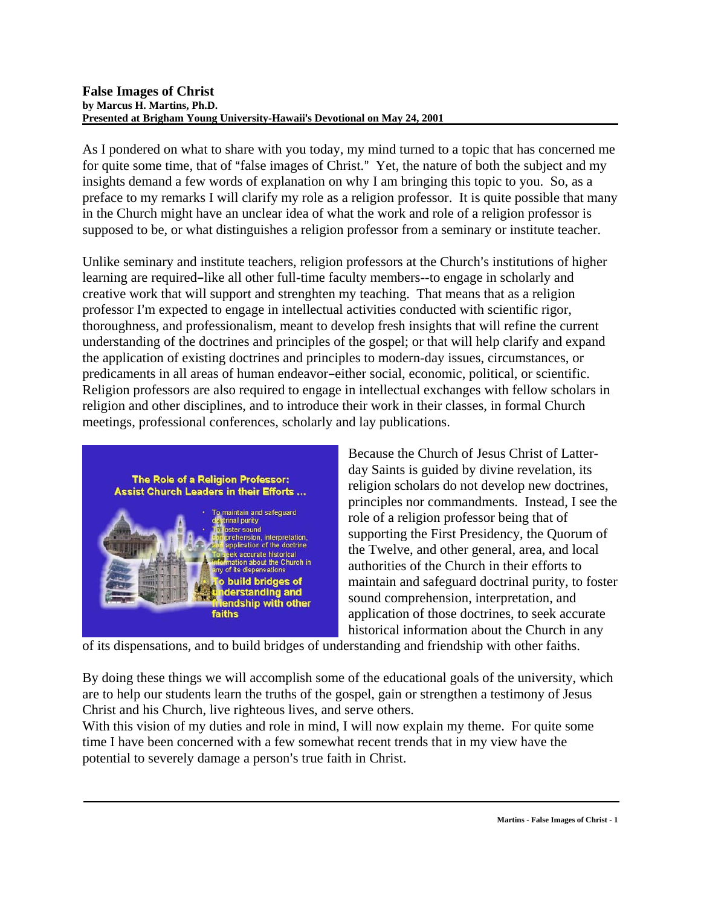**False Images of Christ**
**by Marcus H. Martins, Ph.D.**
**Presented at Brigham Young University-Hawaii's Devotional on May 24, 2001**

As I pondered on what to share with you today, my mind turned to a topic that has concerned me for quite some time, that of "false images of Christ." Yet, the nature of both the subject and my insights demand a few words of explanation on why I am bringing this topic to you. So, as a preface to my remarks I will clarify my role as a religion professor. It is quite possible that many in the Church might have an unclear idea of what the work and role of a religion professor is supposed to be, or what distinguishes a religion professor from a seminary or institute teacher.

Unlike seminary and institute teachers, religion professors at the Church's institutions of higher learning are required–like all other full-time faculty members--to engage in scholarly and creative work that will support and strenghten my teaching. That means that as a religion professor I'm expected to engage in intellectual activities conducted with scientific rigor, thoroughness, and professionalism, meant to develop fresh insights that will refine the current understanding of the doctrines and principles of the gospel; or that will help clarify and expand the application of existing doctrines and principles to modern-day issues, circumstances, or predicaments in all areas of human endeavor–either social, economic, political, or scientific. Religion professors are also required to engage in intellectual exchanges with fellow scholars in religion and other disciplines, and to introduce their work in their classes, in formal Church meetings, professional conferences, scholarly and lay publications.

Because the Church of Jesus Christ of Latter-day Saints is guided by divine revelation, its religion scholars do not develop new doctrines, principles nor commandments. Instead, I see the role of a religion professor being that of supporting the First Presidency, the Quorum of the Twelve, and other general, area, and local authorities of the Church in their efforts to maintain and safeguard doctrinal purity, to foster sound comprehension, interpretation, and application of those doctrines, to seek accurate historical information about the Church in any of its dispensations, and to build bridges of understanding and friendship with other faiths.

By doing these things we will accomplish some of the educational goals of the university, which are to help our students learn the truths of the gospel, gain or strengthen a testimony of Jesus Christ and his Church, live righteous lives, and serve others.

With this vision of my duties and role in mind, I will now explain my theme. For quite some time I have been concerned with a few somewhat recent trends that in my view have the potential to severely damage a person's true faith in Christ.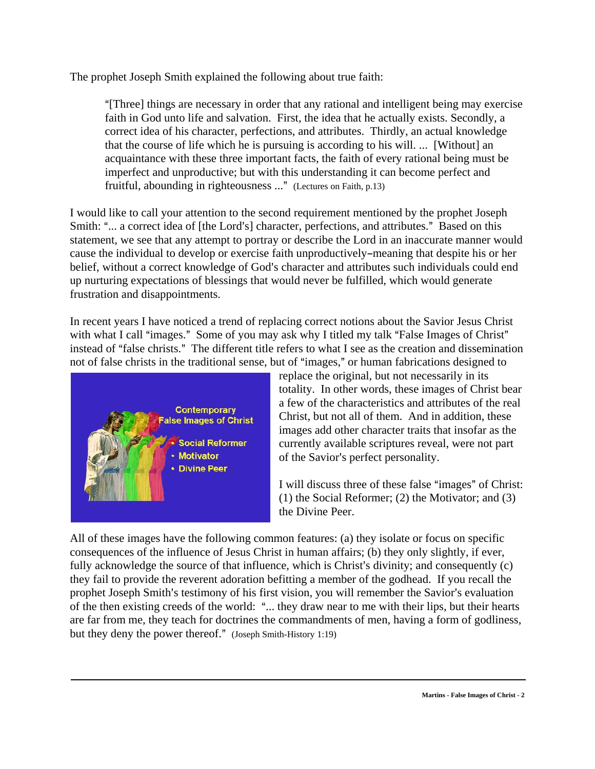The prophet Joseph Smith explained the following about true faith:

> "[Three] things are necessary in order that any rational and intelligent being may exercise faith in God unto life and salvation. First, the idea that he actually exists. Secondly, a correct idea of his character, perfections, and attributes. Thirdly, an actual knowledge that the course of life which he is pursuing is according to his will. ... [Without] an acquaintance with these three important facts, the faith of every rational being must be imperfect and unproductive; but with this understanding it can become perfect and fruitful, abounding in righteousness ..." (Lectures on Faith, p.13)

I would like to call your attention to the second requirement mentioned by the prophet Joseph Smith: "... a correct idea of [the Lord's] character, perfections, and attributes." Based on this statement, we see that any attempt to portray or describe the Lord in an inaccurate manner would cause the individual to develop or exercise faith unproductively–meaning that despite his or her belief, without a correct knowledge of God's character and attributes such individuals could end up nurturing expectations of blessings that would never be fulfilled, which would generate frustration and disappointments.

In recent years I have noticed a trend of replacing correct notions about the Savior Jesus Christ with what I call "images." Some of you may ask why I titled my talk "False Images of Christ" instead of "false christs." The different title refers to what I see as the creation and dissemination not of false christs in the traditional sense, but of "images," or human fabrications designed to replace the original, but not necessarily in its totality. In other words, these images of Christ bear a few of the characteristics and attributes of the real Christ, but not all of them. And in addition, these images add other character traits that insofar as the currently available scriptures reveal, were not part of the Savior's perfect personality.

I will discuss three of these false "images" of Christ: (1) the Social Reformer; (2) the Motivator; and (3) the Divine Peer.

All of these images have the following common features: (a) they isolate or focus on specific consequences of the influence of Jesus Christ in human affairs; (b) they only slightly, if ever, fully acknowledge the source of that influence, which is Christ's divinity; and consequently (c) they fail to provide the reverent adoration befitting a member of the godhead. If you recall the prophet Joseph Smith's testimony of his first vision, you will remember the Savior's evaluation of the then existing creeds of the world: "... they draw near to me with their lips, but their hearts are far from me, they teach for doctrines the commandments of men, having a form of godliness, but they deny the power thereof." (Joseph Smith-History 1:19)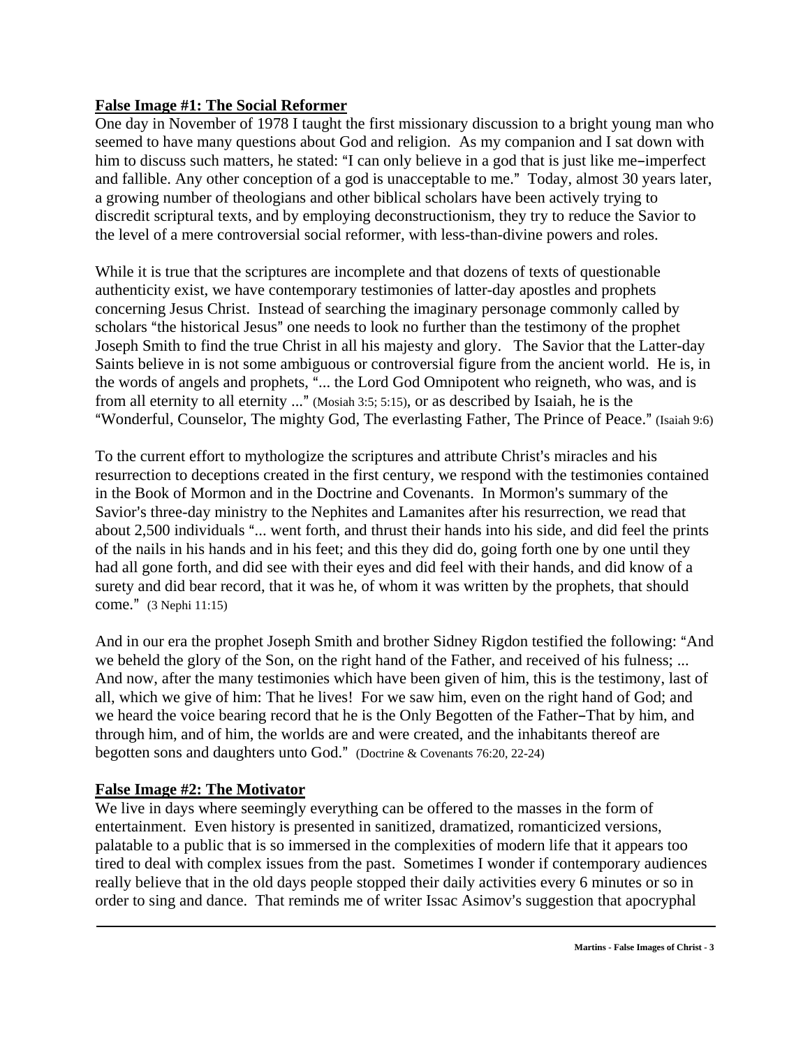**False Image #1: The Social Reformer**

One day in November of 1978 I taught the first missionary discussion to a bright young man who seemed to have many questions about God and religion. As my companion and I sat down with him to discuss such matters, he stated: "I can only believe in a god that is just like me–imperfect and fallible. Any other conception of a god is unacceptable to me." Today, almost 30 years later, a growing number of theologians and other biblical scholars have been actively trying to discredit scriptural texts, and by employing deconstructionism, they try to reduce the Savior to the level of a mere controversial social reformer, with less-than-divine powers and roles.

While it is true that the scriptures are incomplete and that dozens of texts of questionable authenticity exist, we have contemporary testimonies of latter-day apostles and prophets concerning Jesus Christ. Instead of searching the imaginary personage commonly called by scholars "the historical Jesus" one needs to look no further than the testimony of the prophet Joseph Smith to find the true Christ in all his majesty and glory. The Savior that the Latter-day Saints believe in is not some ambiguous or controversial figure from the ancient world. He is, in the words of angels and prophets, "... the Lord God Omnipotent who reigneth, who was, and is from all eternity to all eternity ..." (Mosiah 3:5; 5:15), or as described by Isaiah, he is the "Wonderful, Counselor, The mighty God, The everlasting Father, The Prince of Peace." (Isaiah 9:6)

To the current effort to mythologize the scriptures and attribute Christ's miracles and his resurrection to deceptions created in the first century, we respond with the testimonies contained in the Book of Mormon and in the Doctrine and Covenants. In Mormon's summary of the Savior's three-day ministry to the Nephites and Lamanites after his resurrection, we read that about 2,500 individuals "... went forth, and thrust their hands into his side, and did feel the prints of the nails in his hands and in his feet; and this they did do, going forth one by one until they had all gone forth, and did see with their eyes and did feel with their hands, and did know of a surety and did bear record, that it was he, of whom it was written by the prophets, that should come." (3 Nephi 11:15)

And in our era the prophet Joseph Smith and brother Sidney Rigdon testified the following: "And we beheld the glory of the Son, on the right hand of the Father, and received of his fulness; ... And now, after the many testimonies which have been given of him, this is the testimony, last of all, which we give of him: That he lives! For we saw him, even on the right hand of God; and we heard the voice bearing record that he is the Only Begotten of the Father–That by him, and through him, and of him, the worlds are and were created, and the inhabitants thereof are begotten sons and daughters unto God." (Doctrine & Covenants 76:20, 22-24)

**False Image #2: The Motivator**

We live in days where seemingly everything can be offered to the masses in the form of entertainment. Even history is presented in sanitized, dramatized, romanticized versions, palatable to a public that is so immersed in the complexities of modern life that it appears too tired to deal with complex issues from the past. Sometimes I wonder if contemporary audiences really believe that in the old days people stopped their daily activities every 6 minutes or so in order to sing and dance. That reminds me of writer Issac Asimov's suggestion that apocryphal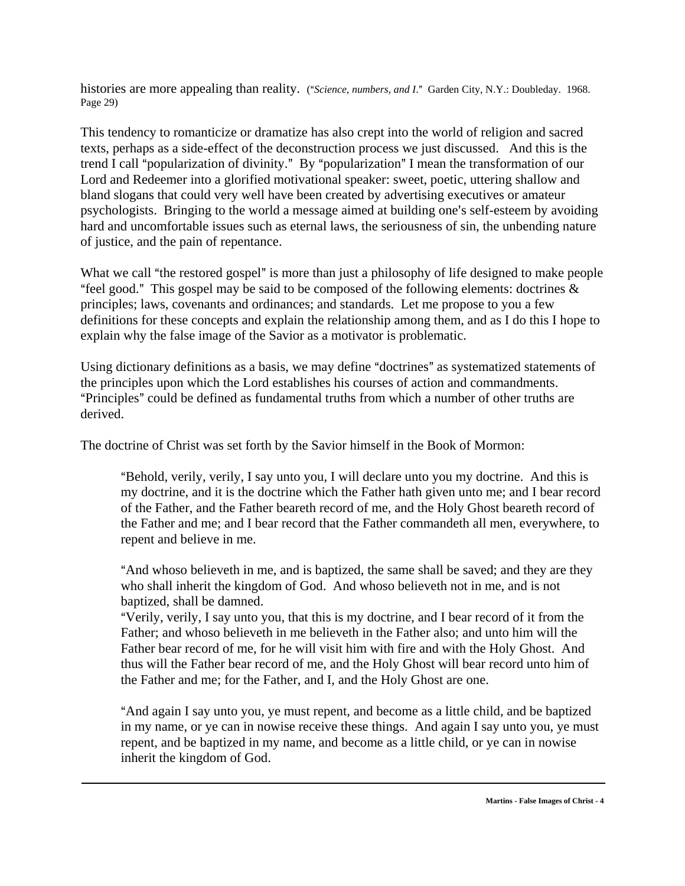histories are more appealing than reality. ("*Science, numbers, and I*." Garden City, N.Y.: Doubleday. 1968. Page 29)

This tendency to romanticize or dramatize has also crept into the world of religion and sacred texts, perhaps as a side-effect of the deconstruction process we just discussed. And this is the trend I call "popularization of divinity." By "popularization" I mean the transformation of our Lord and Redeemer into a glorified motivational speaker: sweet, poetic, uttering shallow and bland slogans that could very well have been created by advertising executives or amateur psychologists. Bringing to the world a message aimed at building one's self-esteem by avoiding hard and uncomfortable issues such as eternal laws, the seriousness of sin, the unbending nature of justice, and the pain of repentance.

What we call "the restored gospel" is more than just a philosophy of life designed to make people "feel good." This gospel may be said to be composed of the following elements: doctrines & principles; laws, covenants and ordinances; and standards. Let me propose to you a few definitions for these concepts and explain the relationship among them, and as I do this I hope to explain why the false image of the Savior as a motivator is problematic.

Using dictionary definitions as a basis, we may define "doctrines" as systematized statements of the principles upon which the Lord establishes his courses of action and commandments. "Principles" could be defined as fundamental truths from which a number of other truths are derived.

The doctrine of Christ was set forth by the Savior himself in the Book of Mormon:

> "Behold, verily, verily, I say unto you, I will declare unto you my doctrine. And this is my doctrine, and it is the doctrine which the Father hath given unto me; and I bear record of the Father, and the Father beareth record of me, and the Holy Ghost beareth record of the Father and me; and I bear record that the Father commandeth all men, everywhere, to repent and believe in me.
>
> "And whoso believeth in me, and is baptized, the same shall be saved; and they are they who shall inherit the kingdom of God. And whoso believeth not in me, and is not baptized, shall be damned.
> "Verily, verily, I say unto you, that this is my doctrine, and I bear record of it from the Father; and whoso believeth in me believeth in the Father also; and unto him will the Father bear record of me, for he will visit him with fire and with the Holy Ghost. And thus will the Father bear record of me, and the Holy Ghost will bear record unto him of the Father and me; for the Father, and I, and the Holy Ghost are one.
>
> "And again I say unto you, ye must repent, and become as a little child, and be baptized in my name, or ye can in nowise receive these things. And again I say unto you, ye must repent, and be baptized in my name, and become as a little child, or ye can in nowise inherit the kingdom of God.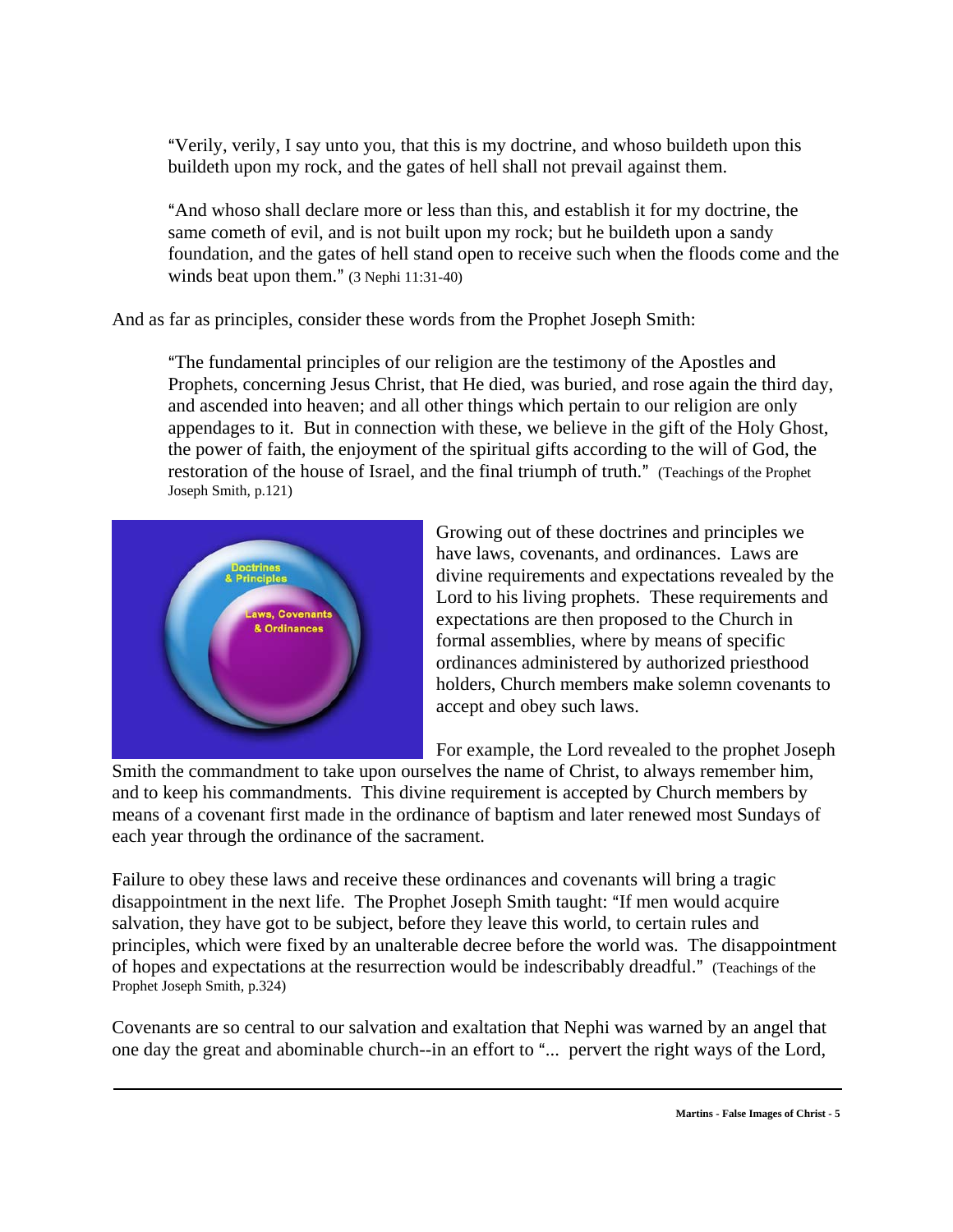> "Verily, verily, I say unto you, that this is my doctrine, and whoso buildeth upon this buildeth upon my rock, and the gates of hell shall not prevail against them.
>
> "And whoso shall declare more or less than this, and establish it for my doctrine, the same cometh of evil, and is not built upon my rock; but he buildeth upon a sandy foundation, and the gates of hell stand open to receive such when the floods come and the winds beat upon them." (3 Nephi 11:31-40)

And as far as principles, consider these words from the Prophet Joseph Smith:

> "The fundamental principles of our religion are the testimony of the Apostles and Prophets, concerning Jesus Christ, that He died, was buried, and rose again the third day, and ascended into heaven; and all other things which pertain to our religion are only appendages to it. But in connection with these, we believe in the gift of the Holy Ghost, the power of faith, the enjoyment of the spiritual gifts according to the will of God, the restoration of the house of Israel, and the final triumph of truth." (Teachings of the Prophet Joseph Smith, p.121)

Growing out of these doctrines and principles we have laws, covenants, and ordinances. Laws are divine requirements and expectations revealed by the Lord to his living prophets. These requirements and expectations are then proposed to the Church in formal assemblies, where by means of specific ordinances administered by authorized priesthood holders, Church members make solemn covenants to accept and obey such laws.

For example, the Lord revealed to the prophet Joseph Smith the commandment to take upon ourselves the name of Christ, to always remember him, and to keep his commandments. This divine requirement is accepted by Church members by means of a covenant first made in the ordinance of baptism and later renewed most Sundays of each year through the ordinance of the sacrament.

Failure to obey these laws and receive these ordinances and covenants will bring a tragic disappointment in the next life. The Prophet Joseph Smith taught: "If men would acquire salvation, they have got to be subject, before they leave this world, to certain rules and principles, which were fixed by an unalterable decree before the world was. The disappointment of hopes and expectations at the resurrection would be indescribably dreadful." (Teachings of the Prophet Joseph Smith, p.324)

Covenants are so central to our salvation and exaltation that Nephi was warned by an angel that one day the great and abominable church--in an effort to "... pervert the right ways of the Lord,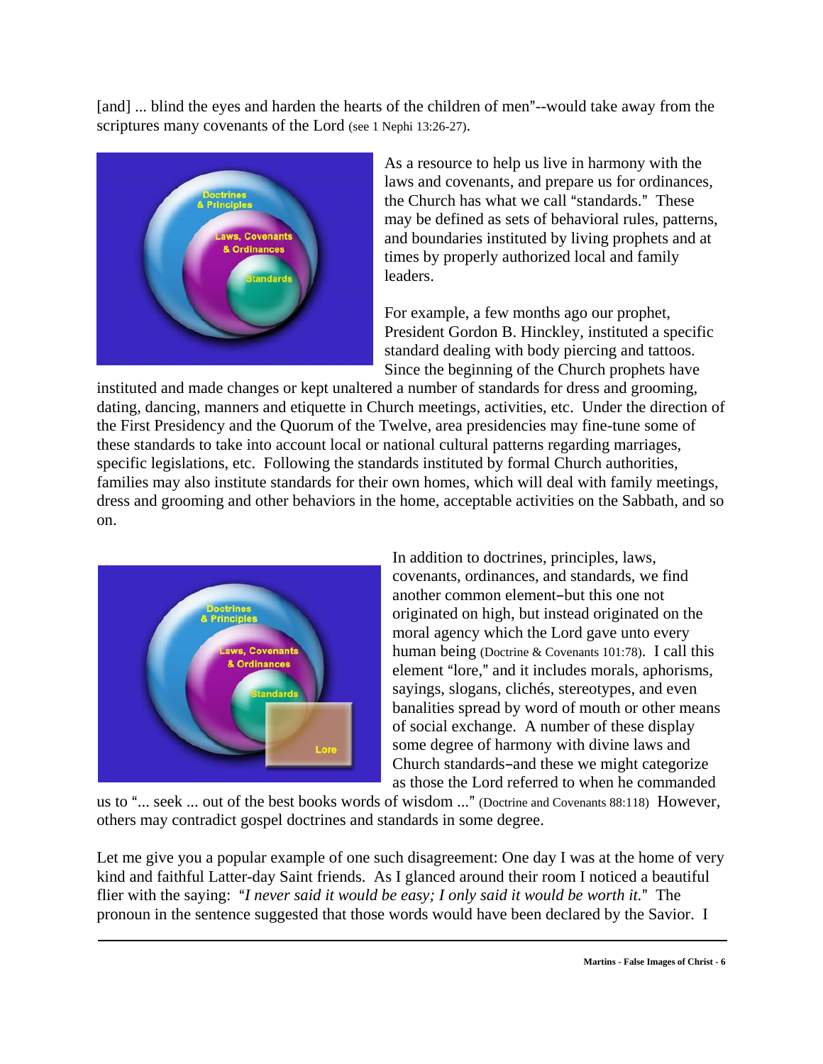[and] ... blind the eyes and harden the hearts of the children of men"--would take away from the scriptures many covenants of the Lord (see 1 Nephi 13:26-27).

As a resource to help us live in harmony with the laws and covenants, and prepare us for ordinances, the Church has what we call "standards." These may be defined as sets of behavioral rules, patterns, and boundaries instituted by living prophets and at times by properly authorized local and family leaders.

For example, a few months ago our prophet, President Gordon B. Hinckley, instituted a specific standard dealing with body piercing and tattoos. Since the beginning of the Church prophets have instituted and made changes or kept unaltered a number of standards for dress and grooming, dating, dancing, manners and etiquette in Church meetings, activities, etc. Under the direction of the First Presidency and the Quorum of the Twelve, area presidencies may fine-tune some of these standards to take into account local or national cultural patterns regarding marriages, specific legislations, etc. Following the standards instituted by formal Church authorities, families may also institute standards for their own homes, which will deal with family meetings, dress and grooming and other behaviors in the home, acceptable activities on the Sabbath, and so on.

In addition to doctrines, principles, laws, covenants, ordinances, and standards, we find another common element–but this one not originated on high, but instead originated on the moral agency which the Lord gave unto every human being (Doctrine & Covenants 101:78). I call this element "lore," and it includes morals, aphorisms, sayings, slogans, clichés, stereotypes, and even banalities spread by word of mouth or other means of social exchange. A number of these display some degree of harmony with divine laws and Church standards–and these we might categorize as those the Lord referred to when he commanded us to "... seek ... out of the best books words of wisdom ..." (Doctrine and Covenants 88:118) However, others may contradict gospel doctrines and standards in some degree.

Let me give you a popular example of one such disagreement: One day I was at the home of very kind and faithful Latter-day Saint friends. As I glanced around their room I noticed a beautiful flier with the saying: "*I never said it would be easy; I only said it would be worth it.*" The pronoun in the sentence suggested that those words would have been declared by the Savior. I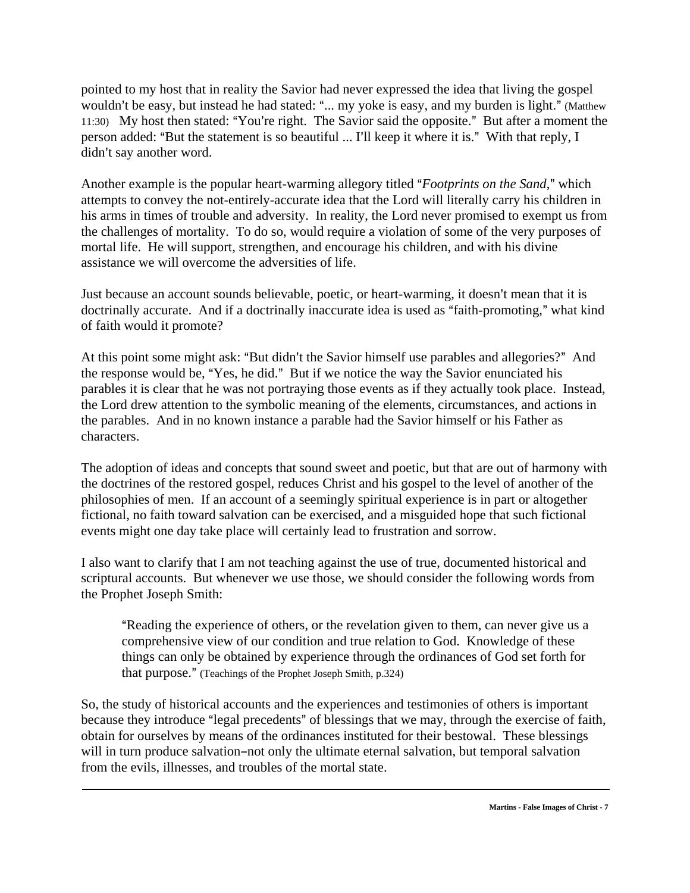pointed to my host that in reality the Savior had never expressed the idea that living the gospel wouldn't be easy, but instead he had stated: "... my yoke is easy, and my burden is light." (Matthew 11:30) My host then stated: "You're right. The Savior said the opposite." But after a moment the person added: "But the statement is so beautiful ... I'll keep it where it is." With that reply, I didn't say another word.

Another example is the popular heart-warming allegory titled "*Footprints on the Sand*," which attempts to convey the not-entirely-accurate idea that the Lord will literally carry his children in his arms in times of trouble and adversity. In reality, the Lord never promised to exempt us from the challenges of mortality. To do so, would require a violation of some of the very purposes of mortal life. He will support, strengthen, and encourage his children, and with his divine assistance we will overcome the adversities of life.

Just because an account sounds believable, poetic, or heart-warming, it doesn't mean that it is doctrinally accurate. And if a doctrinally inaccurate idea is used as "faith-promoting," what kind of faith would it promote?

At this point some might ask: "But didn't the Savior himself use parables and allegories?" And the response would be, "Yes, he did." But if we notice the way the Savior enunciated his parables it is clear that he was not portraying those events as if they actually took place. Instead, the Lord drew attention to the symbolic meaning of the elements, circumstances, and actions in the parables. And in no known instance a parable had the Savior himself or his Father as characters.

The adoption of ideas and concepts that sound sweet and poetic, but that are out of harmony with the doctrines of the restored gospel, reduces Christ and his gospel to the level of another of the philosophies of men. If an account of a seemingly spiritual experience is in part or altogether fictional, no faith toward salvation can be exercised, and a misguided hope that such fictional events might one day take place will certainly lead to frustration and sorrow.

I also want to clarify that I am not teaching against the use of true, documented historical and scriptural accounts. But whenever we use those, we should consider the following words from the Prophet Joseph Smith:

> "Reading the experience of others, or the revelation given to them, can never give us a comprehensive view of our condition and true relation to God. Knowledge of these things can only be obtained by experience through the ordinances of God set forth for that purpose." (Teachings of the Prophet Joseph Smith, p.324)

So, the study of historical accounts and the experiences and testimonies of others is important because they introduce "legal precedents" of blessings that we may, through the exercise of faith, obtain for ourselves by means of the ordinances instituted for their bestowal. These blessings will in turn produce salvation–not only the ultimate eternal salvation, but temporal salvation from the evils, illnesses, and troubles of the mortal state.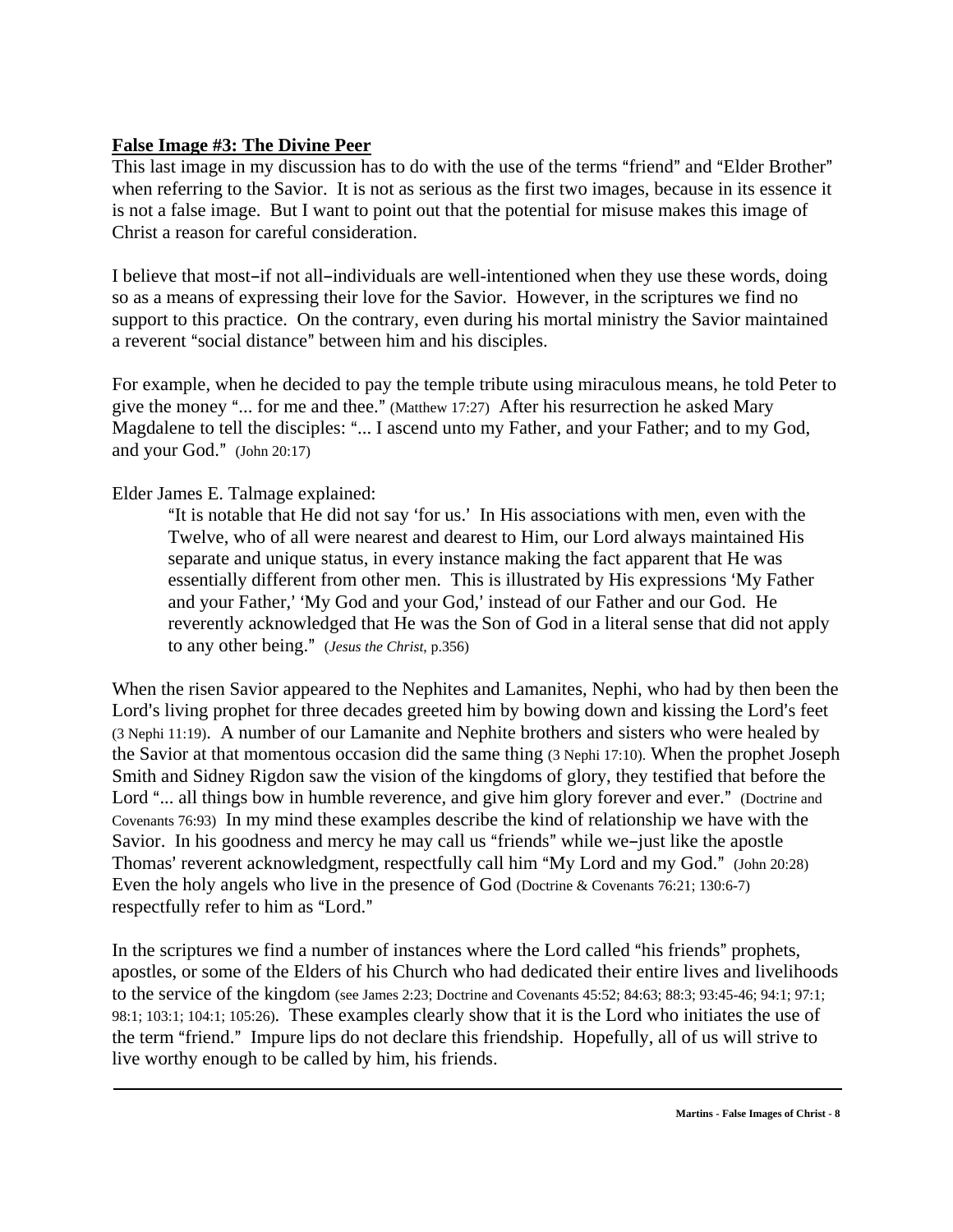**False Image #3: The Divine Peer**

This last image in my discussion has to do with the use of the terms "friend" and "Elder Brother" when referring to the Savior. It is not as serious as the first two images, because in its essence it is not a false image. But I want to point out that the potential for misuse makes this image of Christ a reason for careful consideration.

I believe that most–if not all–individuals are well-intentioned when they use these words, doing so as a means of expressing their love for the Savior. However, in the scriptures we find no support to this practice. On the contrary, even during his mortal ministry the Savior maintained a reverent "social distance" between him and his disciples.

For example, when he decided to pay the temple tribute using miraculous means, he told Peter to give the money "... for me and thee." (Matthew 17:27) After his resurrection he asked Mary Magdalene to tell the disciples: "... I ascend unto my Father, and your Father; and to my God, and your God." (John 20:17)

Elder James E. Talmage explained:

> "It is notable that He did not say 'for us.' In His associations with men, even with the Twelve, who of all were nearest and dearest to Him, our Lord always maintained His separate and unique status, in every instance making the fact apparent that He was essentially different from other men. This is illustrated by His expressions 'My Father and your Father,' 'My God and your God,' instead of our Father and our God. He reverently acknowledged that He was the Son of God in a literal sense that did not apply to any other being." (*Jesus the Christ*, p.356)

When the risen Savior appeared to the Nephites and Lamanites, Nephi, who had by then been the Lord's living prophet for three decades greeted him by bowing down and kissing the Lord's feet (3 Nephi 11:19). A number of our Lamanite and Nephite brothers and sisters who were healed by the Savior at that momentous occasion did the same thing (3 Nephi 17:10). When the prophet Joseph Smith and Sidney Rigdon saw the vision of the kingdoms of glory, they testified that before the Lord "... all things bow in humble reverence, and give him glory forever and ever." (Doctrine and Covenants 76:93) In my mind these examples describe the kind of relationship we have with the Savior. In his goodness and mercy he may call us "friends" while we–just like the apostle Thomas' reverent acknowledgment, respectfully call him "My Lord and my God." (John 20:28) Even the holy angels who live in the presence of God (Doctrine & Covenants 76:21; 130:6-7) respectfully refer to him as "Lord."

In the scriptures we find a number of instances where the Lord called "his friends" prophets, apostles, or some of the Elders of his Church who had dedicated their entire lives and livelihoods to the service of the kingdom (see James 2:23; Doctrine and Covenants 45:52; 84:63; 88:3; 93:45-46; 94:1; 97:1; 98:1; 103:1; 104:1; 105:26). These examples clearly show that it is the Lord who initiates the use of the term "friend." Impure lips do not declare this friendship. Hopefully, all of us will strive to live worthy enough to be called by him, his friends.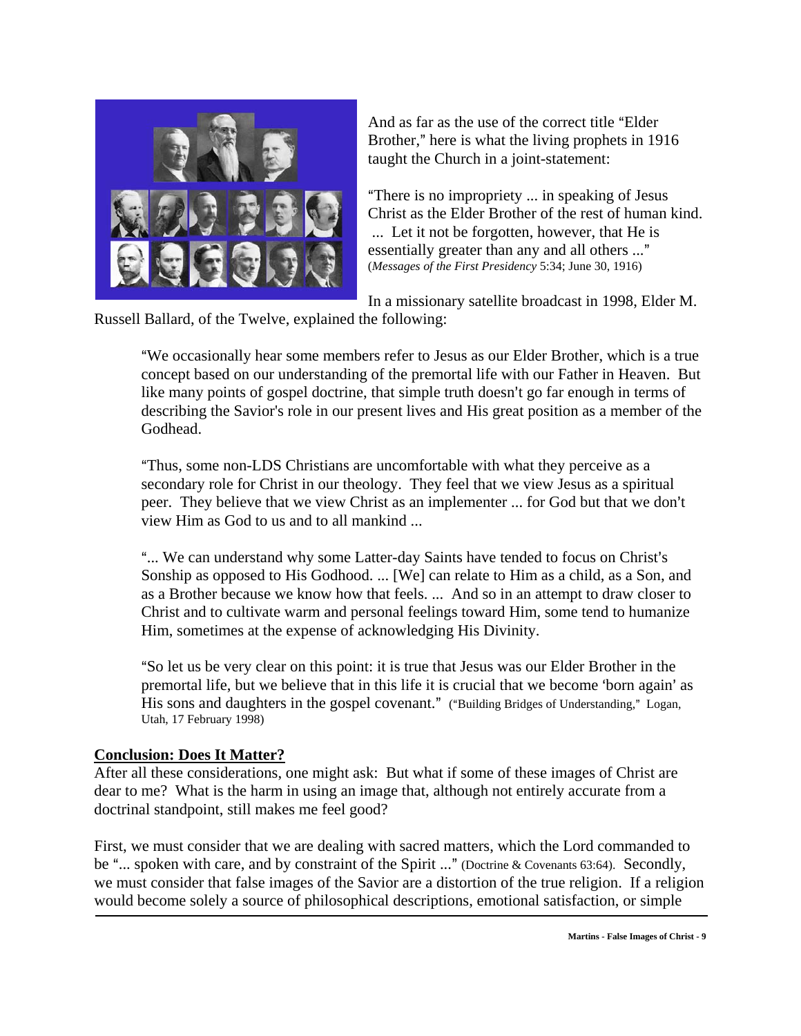And as far as the use of the correct title "Elder Brother," here is what the living prophets in 1916 taught the Church in a joint-statement:

"There is no impropriety ... in speaking of Jesus Christ as the Elder Brother of the rest of human kind. ... Let it not be forgotten, however, that He is essentially greater than any and all others ..." (*Messages of the First Presidency* 5:34; June 30, 1916)

In a missionary satellite broadcast in 1998, Elder M. Russell Ballard, of the Twelve, explained the following:

> "We occasionally hear some members refer to Jesus as our Elder Brother, which is a true concept based on our understanding of the premortal life with our Father in Heaven. But like many points of gospel doctrine, that simple truth doesn't go far enough in terms of describing the Savior's role in our present lives and His great position as a member of the Godhead.
>
> "Thus, some non-LDS Christians are uncomfortable with what they perceive as a secondary role for Christ in our theology. They feel that we view Jesus as a spiritual peer. They believe that we view Christ as an implementer ... for God but that we don't view Him as God to us and to all mankind ...
>
> "... We can understand why some Latter-day Saints have tended to focus on Christ's Sonship as opposed to His Godhood. ... [We] can relate to Him as a child, as a Son, and as a Brother because we know how that feels. ... And so in an attempt to draw closer to Christ and to cultivate warm and personal feelings toward Him, some tend to humanize Him, sometimes at the expense of acknowledging His Divinity.
>
> "So let us be very clear on this point: it is true that Jesus was our Elder Brother in the premortal life, but we believe that in this life it is crucial that we become 'born again' as His sons and daughters in the gospel covenant." ("Building Bridges of Understanding," Logan, Utah, 17 February 1998)

**Conclusion: Does It Matter?**

After all these considerations, one might ask: But what if some of these images of Christ are dear to me? What is the harm in using an image that, although not entirely accurate from a doctrinal standpoint, still makes me feel good?

First, we must consider that we are dealing with sacred matters, which the Lord commanded to be "... spoken with care, and by constraint of the Spirit ..." (Doctrine & Covenants 63:64). Secondly, we must consider that false images of the Savior are a distortion of the true religion. If a religion would become solely a source of philosophical descriptions, emotional satisfaction, or simple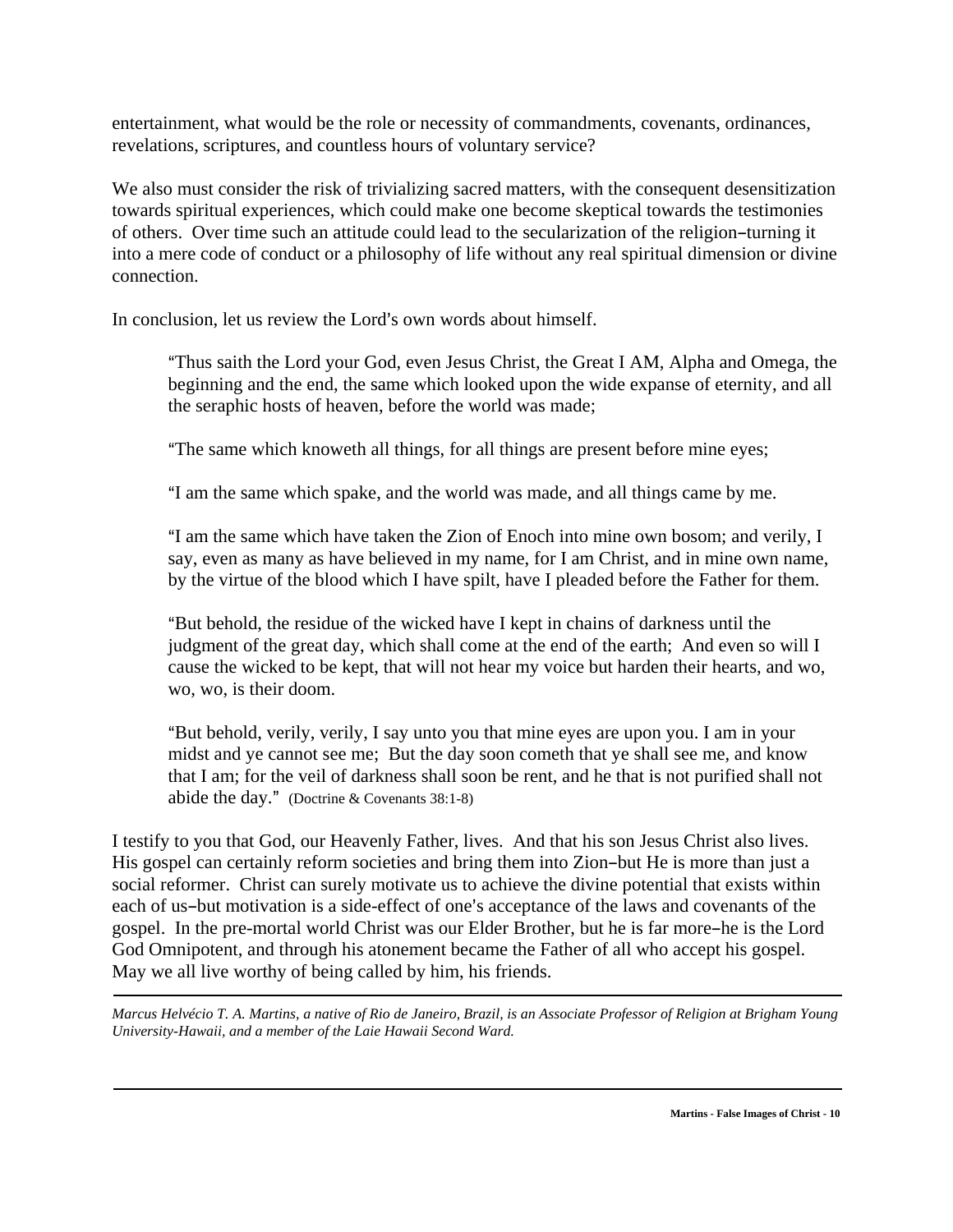entertainment, what would be the role or necessity of commandments, covenants, ordinances, revelations, scriptures, and countless hours of voluntary service?

We also must consider the risk of trivializing sacred matters, with the consequent desensitization towards spiritual experiences, which could make one become skeptical towards the testimonies of others. Over time such an attitude could lead to the secularization of the religion–turning it into a mere code of conduct or a philosophy of life without any real spiritual dimension or divine connection.

In conclusion, let us review the Lord's own words about himself.

> "Thus saith the Lord your God, even Jesus Christ, the Great I AM, Alpha and Omega, the beginning and the end, the same which looked upon the wide expanse of eternity, and all the seraphic hosts of heaven, before the world was made;
>
> "The same which knoweth all things, for all things are present before mine eyes;
>
> "I am the same which spake, and the world was made, and all things came by me.
>
> "I am the same which have taken the Zion of Enoch into mine own bosom; and verily, I say, even as many as have believed in my name, for I am Christ, and in mine own name, by the virtue of the blood which I have spilt, have I pleaded before the Father for them.
>
> "But behold, the residue of the wicked have I kept in chains of darkness until the judgment of the great day, which shall come at the end of the earth; And even so will I cause the wicked to be kept, that will not hear my voice but harden their hearts, and wo, wo, wo, is their doom.
>
> "But behold, verily, verily, I say unto you that mine eyes are upon you. I am in your midst and ye cannot see me; But the day soon cometh that ye shall see me, and know that I am; for the veil of darkness shall soon be rent, and he that is not purified shall not abide the day." (Doctrine & Covenants 38:1-8)

I testify to you that God, our Heavenly Father, lives. And that his son Jesus Christ also lives. His gospel can certainly reform societies and bring them into Zion–but He is more than just a social reformer. Christ can surely motivate us to achieve the divine potential that exists within each of us–but motivation is a side-effect of one's acceptance of the laws and covenants of the gospel. In the pre-mortal world Christ was our Elder Brother, but he is far more–he is the Lord God Omnipotent, and through his atonement became the Father of all who accept his gospel. May we all live worthy of being called by him, his friends.

---

*Marcus Helvécio T. A. Martins, a native of Rio de Janeiro, Brazil, is an Associate Professor of Religion at Brigham Young University-Hawaii, and a member of the Laie Hawaii Second Ward.*